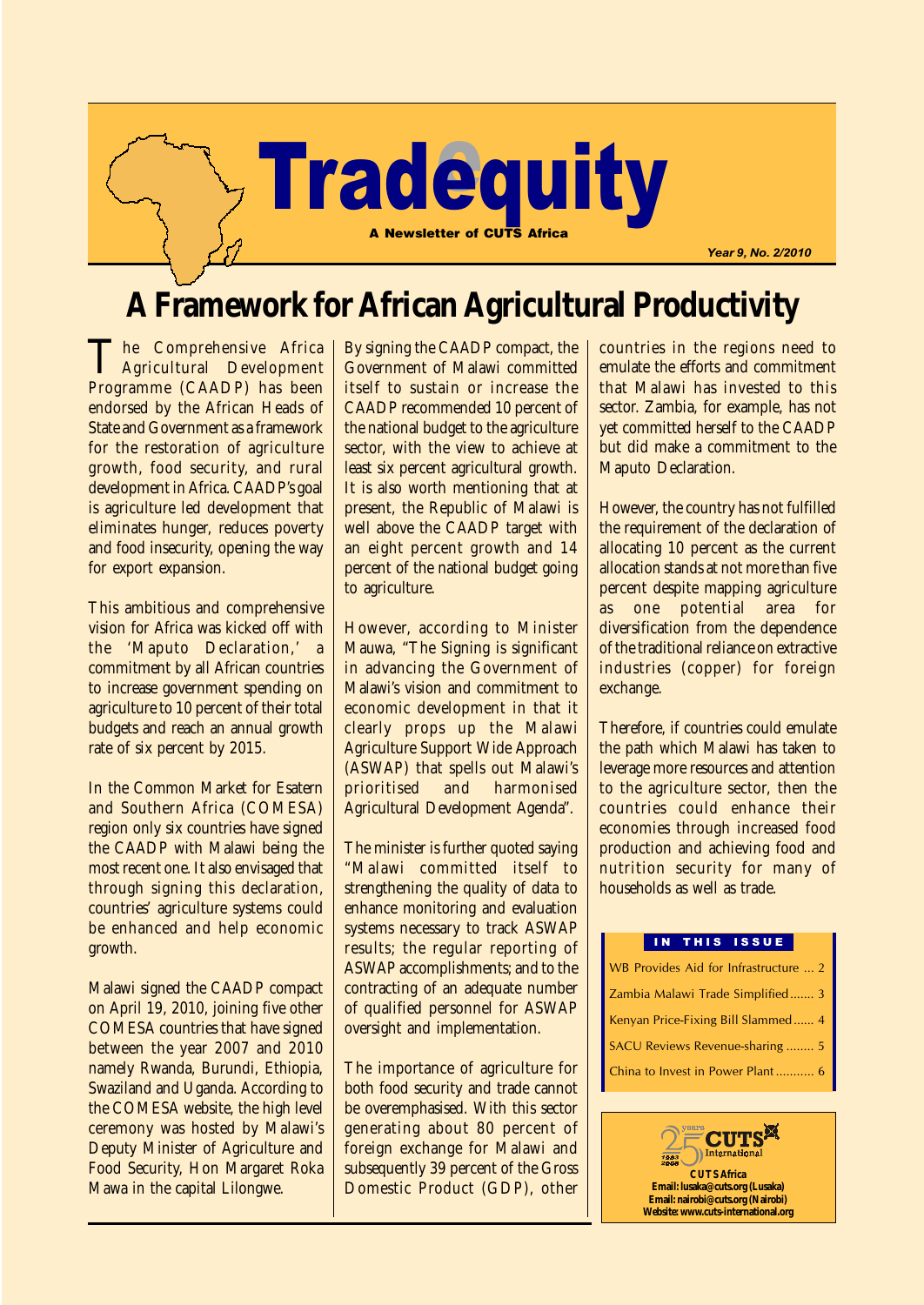# Tradequity

A Newsletter of CUTS Africa

Year 9, No. 2/2010

## A Framework for African Agricultural Productivity

The Comprehensive Africa Agricultural Development Programme (CAADP) has been endorsed by the African Heads of State and Government as a framework for the restoration of agriculture growth, food security, and rural development in Africa. CAADP's goal is agriculture led development that eliminates hunger, reduces poverty and food insecurity, opening the way for export expansion.

This ambitious and comprehensive vision for Africa was kicked off with the 'Maputo Declaration,' a commitment by all African countries to increase government spending on agriculture to 10 percent of their total budgets and reach an annual growth rate of six percent by 2015.

In the Common Market for Esatern and Southern Africa (COMESA) region only six countries have signed the CAADP with Malawi being the most recent one. It also envisaged that through signing this declaration, countries' agriculture systems could be enhanced and help economic growth.

Malawi signed the CAADP compact on April 19, 2010, joining five other COMESA countries that have signed between the year 2007 and 2010 namely Rwanda, Burundi, Ethiopia, Swaziland and Uganda. According to the COMESA website, the high level ceremony was hosted by Malawi's Deputy Minister of Agriculture and Food Security, Hon Margaret Roka Mawa in the capital Lilongwe.

By signing the CAADP compact, the Government of Malawi committed itself to sustain or increase the CAADP recommended 10 percent of the national budget to the agriculture sector, with the view to achieve at least six percent agricultural growth. It is also worth mentioning that at present, the Republic of Malawi is well above the CAADP target with an eight percent growth and 14 percent of the national budget going to agriculture.

However, according to Minister Mauwa, "The Signing is significant in advancing the Government of Malawi's vision and commitment to economic development in that it clearly props up the Malawi Agriculture Support Wide Approach (ASWAP) that spells out Malawi's prioritised and harmonised Agricultural Development Agenda".

The minister is further quoted saying "Malawi committed itself to strengthening the quality of data to enhance monitoring and evaluation systems necessary to track ASWAP results; the regular reporting of ASWAP accomplishments; and to the contracting of an adequate number of qualified personnel for ASWAP oversight and implementation.

The importance of agriculture for both food security and trade cannot be overemphasised. With this sector generating about 80 percent of foreign exchange for Malawi and subsequently 39 percent of the Gross Domestic Product (GDP), other countries in the regions need to emulate the efforts and commitment that Malawi has invested to this sector. Zambia, for example, has not yet committed herself to the CAADP but did make a commitment to the Maputo Declaration.

However, the country has not fulfilled the requirement of the declaration of allocating 10 percent as the current allocation stands at not more than five percent despite mapping agriculture as one potential area for diversification from the dependence of the traditional reliance on extractive industries (copper) for foreign exchange.

Therefore, if countries could emulate the path which Malawi has taken to leverage more resources and attention to the agriculture sector, then the countries could enhance their economies through increased food production and achieving food and nutrition security for many of households as well as trade.

**IN THIS ISSUE**

- WB Provides Aid for Infrastructure ... 2
- Zambia Malawi Trade Simplified ....... 3
- Kenyan Price-Fixing Bill Slammed ...... 4
- SACU Reviews Revenue-sharing ........ 5
- China to Invest in Power Plant ........... 6

25 years 1983–2008 CUTS International

**CUTS Africa**
Email: lusaka@cuts.org (Lusaka)
Email: nairobi@cuts.org (Nairobi)
Website: www.cuts-international.org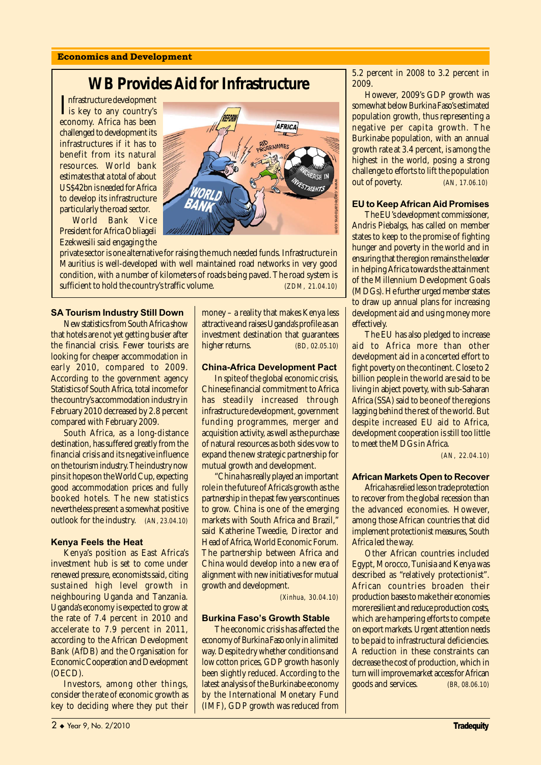## Economics and Development

# WB Provides Aid for Infrastructure

Infrastructure development is key to any country's economy. Africa has been challenged to development its infrastructures if it has to benefit from its natural resources. World bank estimates that a total of about US$42bn is needed for Africa to develop its infrastructure particularly the road sector.

World Bank Vice President for Africa Obliageli Ezekwesili said engaging the private sector is one alternative for raising the much needed funds. Infrastructure in Mauritius is well-developed with well maintained road networks in very good condition, with a number of kilometers of roads being paved. The road system is sufficient to hold the country's traffic volume. (ZDM, 21.04.10)

### SA Tourism Industry Still Down

New statistics from South Africa show that hotels are not yet getting busier after the financial crisis. Fewer tourists are looking for cheaper accommodation in early 2010, compared to 2009. According to the government agency Statistics of South Africa, total income for the country's accommodation industry in February 2010 decreased by 2.8 percent compared with February 2009.

South Africa, as a long-distance destination, has suffered greatly from the financial crisis and its negative influence on the tourism industry. The industry now pins it hopes on the World Cup, expecting good accommodation prices and fully booked hotels. The new statistics nevertheless present a somewhat positive outlook for the industry. (AN, 23.04.10)

### Kenya Feels the Heat

Kenya's position as East Africa's investment hub is set to come under renewed pressure, economists said, citing sustained high level growth in neighbouring Uganda and Tanzania. Uganda's economy is expected to grow at the rate of 7.4 percent in 2010 and accelerate to 7.9 percent in 2011, according to the African Development Bank (AfDB) and the Organisation for Economic Cooperation and Development (OECD).

Investors, among other things, consider the rate of economic growth as key to deciding where they put their money – a reality that makes Kenya less attractive and raises Uganda's profile as an investment destination that guarantees higher returns. (BD, 02.05.10)

### China-Africa Development Pact

In spite of the global economic crisis, Chinese financial commitment to Africa has steadily increased through infrastructure development, government funding programmes, merger and acquisition activity, as well as the purchase of natural resources as both sides vow to expand the new strategic partnership for mutual growth and development.

"China has really played an important role in the future of Africa's growth as the partnership in the past few years continues to grow. China is one of the emerging markets with South Africa and Brazil," said Katherine Tweedie, Director and Head of Africa, World Economic Forum. The partnership between Africa and China would develop into a new era of alignment with new initiatives for mutual growth and development.

(Xinhua, 30.04.10)

### Burkina Faso's Growth Stable

The economic crisis has affected the economy of Burkina Faso only in a limited way. Despite dry whether conditions and low cotton prices, GDP growth has only been slightly reduced. According to the latest analysis of the Burkinabe economy by the International Monetary Fund (IMF), GDP growth was reduced from 5.2 percent in 2008 to 3.2 percent in 2009.

However, 2009's GDP growth was somewhat below Burkina Faso's estimated population growth, thus representing a negative per capita growth. The Burkinabe population, with an annual growth rate at 3.4 percent, is among the highest in the world, posing a strong challenge to efforts to lift the population out of poverty. (AN, 17.06.10)

### EU to Keep African Aid Promises

The EU's development commissioner, Andris Piebalgs, has called on member states to keep to the promise of fighting hunger and poverty in the world and in ensuring that the region remains the leader in helping Africa towards the attainment of the Millennium Development Goals (MDGs). He further urged member states to draw up annual plans for increasing development aid and using money more effectively.

The EU has also pledged to increase aid to Africa more than other development aid in a concerted effort to fight poverty on the continent. Close to 2 billion people in the world are said to be living in abject poverty, with sub-Saharan Africa (SSA) said to be one of the regions lagging behind the rest of the world. But despite increased EU aid to Africa, development cooperation is still too little to meet the MDGs in Africa.

(AN, 22.04.10)

### African Markets Open to Recover

Africa has relied less on trade protection to recover from the global recession than the advanced economies. However, among those African countries that did implement protectionist measures, South Africa led the way.

Other African countries included Egypt, Morocco, Tunisia and Kenya was described as "relatively protectionist". African countries broaden their production bases to make their economies more resilient and reduce production costs, which are hampering efforts to compete on export markets. Urgent attention needs to be paid to infrastructural deficiencies. A reduction in these constraints can decrease the cost of production, which in turn will improve market access for African goods and services. (BR, 08.06.10)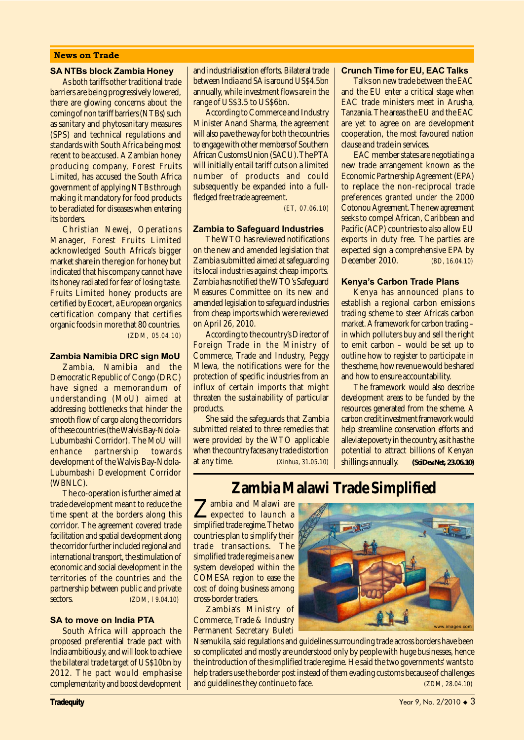## News on Trade

### SA NTBs block Zambia Honey

As both tariffs other traditional trade barriers are being progressively lowered, there are glowing concerns about the coming of non tariff barriers (NTBs) such as sanitary and phytosanitary measures (SPS) and technical regulations and standards with South Africa being most recent to be accused. A Zambian honey producing company, Forest Fruits Limited, has accused the South Africa government of applying NTBs through making it mandatory for food products to be radiated for diseases when entering its borders.

Christian Newej, Operations Manager, Forest Fruits Limited acknowledged South Africa's bigger market share in the region for honey but indicated that his company cannot have its honey radiated for fear of losing taste. Fruits Limited honey products are certified by Ecocert, a European organics certification company that certifies organic foods in more that 80 countries. (ZDM, 05.04.10)

### Zambia Namibia DRC sign MoU

Zambia, Namibia and the Democratic Republic of Congo (DRC) have signed a memorandum of understanding (MoU) aimed at addressing bottlenecks that hinder the smooth flow of cargo along the corridors of these countries (the Walvis Bay-Ndola-Lubumbashi Corridor). The MoU will enhance partnership towards development of the Walvis Bay-Ndola-Lubumbashi Development Corridor (WBNLC).

The co-operation is further aimed at trade development meant to reduce the time spent at the borders along this corridor. The agreement covered trade facilitation and spatial development along the corridor further included regional and international transport, the stimulation of economic and social development in the territories of the countries and the partnership between public and private sectors. (ZDM, I 9.04.10)

### SA to move on India PTA

South Africa will approach the proposed preferential trade pact with India ambitiously, and will look to achieve the bilateral trade target of US$10bn by 2012. The pact would emphasise complementarity and boost development and industrialisation efforts. Bilateral trade between India and SA is around US$4.5bn annually, while investment flows are in the range of US$3.5 to US$6bn.

According to Commerce and Industry Minister Anand Sharma, the agreement will also pave the way for both the countries to engage with other members of Southern African Customs Union (SACU). The PTA will initially entail tariff cuts on a limited number of products and could subsequently be expanded into a full-fledged free trade agreement. (ET, 07.06.10)

### Zambia to Safeguard Industries

The WTO has reviewed notifications on the new and amended legislation that Zambia submitted aimed at safeguarding its local industries against cheap imports. Zambia has notified the WTO's Safeguard Measures Committee on its new and amended legislation to safeguard industries from cheap imports which were reviewed on April 26, 2010.

According to the country's Director of Foreign Trade in the Ministry of Commerce, Trade and Industry, Peggy Mlewa, the notifications were for the protection of specific industries from an influx of certain imports that might threaten the sustainability of particular products.

She said the safeguards that Zambia submitted related to three remedies that were provided by the WTO applicable when the country faces any trade distortion at any time. (Xinhua, 31.05.10)

### Crunch Time for EU, EAC Talks

Talks on new trade between the EAC and the EU enter a critical stage when EAC trade ministers meet in Arusha, Tanzania. The areas the EU and the EAC are yet to agree on are development cooperation, the most favoured nation clause and trade in services.

EAC member states are negotiating a new trade arrangement known as the Economic Partnership Agreement (EPA) to replace the non-reciprocal trade preferences granted under the 2000 Cotonou Agreement. The new agreement seeks to compel African, Caribbean and Pacific (ACP) countries to also allow EU exports in duty free. The parties are expected sign a comprehensive EPA by December 2010. (BD, 16.04.10)

### Kenya's Carbon Trade Plans

Kenya has announced plans to establish a regional carbon emissions trading scheme to steer Africa's carbon market. A framework for carbon trading – in which polluters buy and sell the right to emit carbon – would be set up to outline how to register to participate in the scheme, how revenue would be shared and how to ensure accountability.

The framework would also describe development areas to be funded by the resources generated from the scheme. A carbon credit investment framework would help streamline conservation efforts and alleviate poverty in the country, as it has the potential to attract billions of Kenyan shillings annually. **(SciDev.Net, 23.06.10)**

## Zambia Malawi Trade Simplified

Zambia and Malawi are expected to launch a simplified trade regime. The two countries plan to simplify their trade transactions. The simplified trade regime is a new system developed within the COMESA region to ease the cost of doing business among cross-border traders.

Zambia's Ministry of Commerce, Trade & Industry Permanent Secretary Buleti Nsemukila, said regulations and guidelines surrounding trade across borders have been so complicated and mostly are understood only by people with huge businesses, hence the introduction of the simplified trade regime. He said the two governments' wants to help traders use the border post instead of them evading customs because of challenges and guidelines they continue to face. (ZDM, 28.04.10)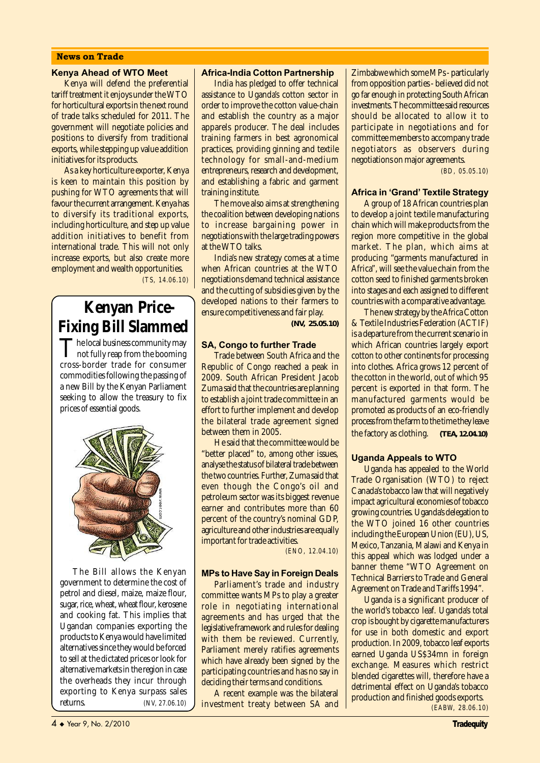## News on Trade

### Kenya Ahead of WTO Meet

Kenya will defend the preferential tariff treatment it enjoys under the WTO for horticultural exports in the next round of trade talks scheduled for 2011. The government will negotiate policies and positions to diversify from traditional exports, while stepping up value addition initiatives for its products.

As a key horticulture exporter, Kenya is keen to maintain this position by pushing for WTO agreements that will favour the current arrangement. Kenya has to diversify its traditional exports, including horticulture, and step up value addition initiatives to benefit from international trade. This will not only increase exports, but also create more employment and wealth opportunities.

(TS, 14.06.10)

## Kenyan Price-Fixing Bill Slammed

The local business community may not fully reap from the booming cross-border trade for consumer commodities following the passing of a new Bill by the Kenyan Parliament seeking to allow the treasury to fix prices of essential goods.

The Bill allows the Kenyan government to determine the cost of petrol and diesel, maize, maize flour, sugar, rice, wheat, wheat flour, kerosene and cooking fat. This implies that Ugandan companies exporting the products to Kenya would have limited alternatives since they would be forced to sell at the dictated prices or look for alternative markets in the region in case the overheads they incur through exporting to Kenya surpass sales returns.

(NV, 27.06.10)

### Africa-India Cotton Partnership

India has pledged to offer technical assistance to Uganda's cotton sector in order to improve the cotton value-chain and establish the country as a major apparels producer. The deal includes training farmers in best agronomical practices, providing ginning and textile technology for small-and-medium entrepreneurs, research and development, and establishing a fabric and garment training institute.

The move also aims at strengthening the coalition between developing nations to increase bargaining power in negotiations with the large trading powers at the WTO talks.

India's new strategy comes at a time when African countries at the WTO negotiations demand technical assistance and the cutting of subsidies given by the developed nations to their farmers to ensure competitiveness and fair play.

**(NV, 25.05.10)**

### SA, Congo to further Trade

Trade between South Africa and the Republic of Congo reached a peak in 2009. South African President Jacob Zuma said that the countries are planning to establish a joint trade committee in an effort to further implement and develop the bilateral trade agreement signed between them in 2005.

He said that the committee would be "better placed" to, among other issues, analyse the status of bilateral trade between the two countries. Further, Zuma said that even though the Congo's oil and petroleum sector was its biggest revenue earner and contributes more than 60 percent of the country's nominal GDP, agriculture and other industries are equally important for trade activities.

(ENO, 12.04.10)

### MPs to Have Say in Foreign Deals

Parliament's trade and industry committee wants MPs to play a greater role in negotiating international agreements and has urged that the legislative framework and rules for dealing with them be reviewed. Currently, Parliament merely ratifies agreements which have already been signed by the participating countries and has no say in deciding their terms and conditions.

A recent example was the bilateral investment treaty between SA and Zimbabwe which some MPs - particularly from opposition parties - believed did not go far enough in protecting South African investments. The committee said resources should be allocated to allow it to participate in negotiations and for committee members to accompany trade negotiators as observers during negotiations on major agreements.

(BD, 05.05.10)

### Africa in 'Grand' Textile Strategy

A group of 18 African countries plan to develop a joint textile manufacturing chain which will make products from the region more competitive in the global market. The plan, which aims at producing "garments manufactured in Africa", will see the value chain from the cotton seed to finished garments broken into stages and each assigned to different countries with a comparative advantage.

The new strategy by the Africa Cotton & Textile Industries Federation (ACTIF) is a departure from the current scenario in which African countries largely export cotton to other continents for processing into clothes. Africa grows 12 percent of the cotton in the world, out of which 95 percent is exported in that form. The manufactured garments would be promoted as products of an eco-friendly process from the farm to the time they leave the factory as clothing. **(TEA, 12.04.10)**

### Uganda Appeals to WTO

Uganda has appealed to the World Trade Organisation (WTO) to reject Canada's tobacco law that will negatively impact agricultural economies of tobacco growing countries. Uganda's delegation to the WTO joined 16 other countries including the European Union (EU), US, Mexico, Tanzania, Malawi and Kenya in this appeal which was lodged under a banner theme "WTO Agreement on Technical Barriers to Trade and General Agreement on Trade and Tariffs 1994".

Uganda is a significant producer of the world's tobacco leaf. Uganda's total crop is bought by cigarette manufacturers for use in both domestic and export production. In 2009, tobacco leaf exports earned Uganda US$34mn in foreign exchange. Measures which restrict blended cigarettes will, therefore have a detrimental effect on Uganda's tobacco production and finished goods exports.

(EABW, 28.06.10)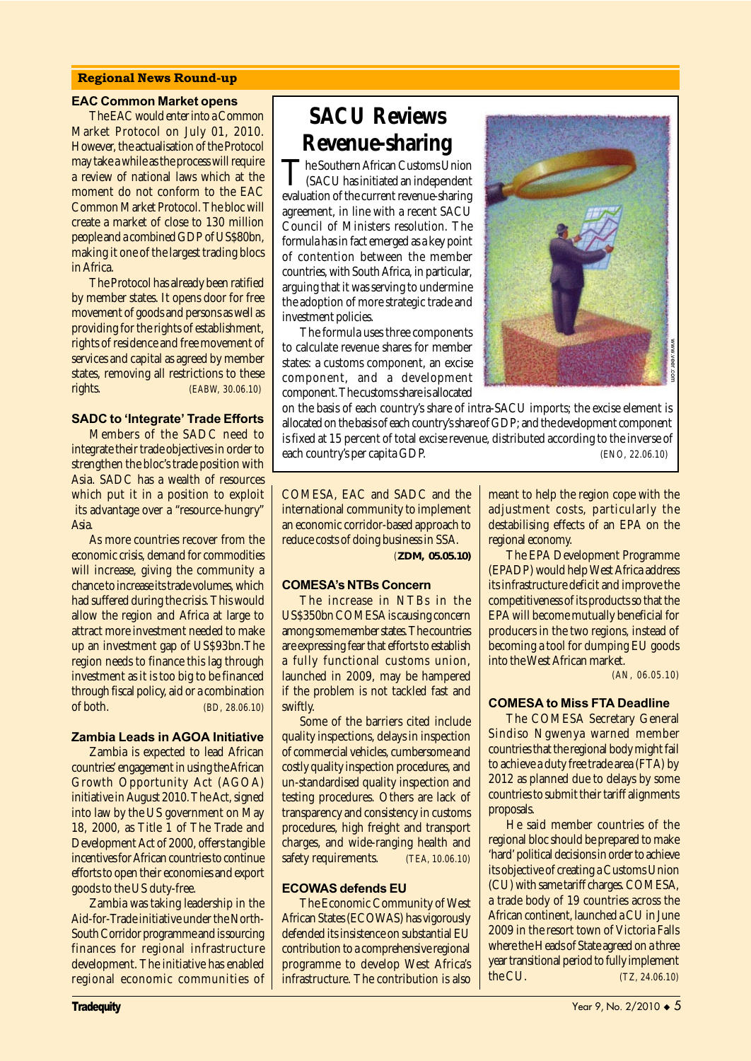## Regional News Round-up

### EAC Common Market opens

The EAC would enter into a Common Market Protocol on July 01, 2010. However, the actualisation of the Protocol may take a while as the process will require a review of national laws which at the moment do not conform to the EAC Common Market Protocol. The bloc will create a market of close to 130 million people and a combined GDP of US$80bn, making it one of the largest trading blocs in Africa.

The Protocol has already been ratified by member states. It opens door for free movement of goods and persons as well as providing for the rights of establishment, rights of residence and free movement of services and capital as agreed by member states, removing all restrictions to these rights. (EABW, 30.06.10)

### SADC to 'Integrate' Trade Efforts

Members of the SADC need to integrate their trade objectives in order to strengthen the bloc's trade position with Asia. SADC has a wealth of resources which put it in a position to exploit its advantage over a "resource-hungry" Asia.

As more countries recover from the economic crisis, demand for commodities will increase, giving the community a chance to increase its trade volumes, which had suffered during the crisis. This would allow the region and Africa at large to attract more investment needed to make up an investment gap of US$93bn. The region needs to finance this lag through investment as it is too big to be financed through fiscal policy, aid or a combination of both. (BD, 28.06.10)

### Zambia Leads in AGOA Initiative

Zambia is expected to lead African countries' engagement in using the African Growth Opportunity Act (AGOA) initiative in August 2010. The Act, signed into law by the US government on May 18, 2000, as Title 1 of The Trade and Development Act of 2000, offers tangible incentives for African countries to continue efforts to open their economies and export goods to the US duty-free.

Zambia was taking leadership in the Aid-for-Trade initiative under the North-South Corridor programme and is sourcing finances for regional infrastructure development. The initiative has enabled regional economic communities of COMESA, EAC and SADC and the international community to implement an economic corridor-based approach to reduce costs of doing business in SSA. (**ZDM, 05.05.10**)

## SACU Reviews Revenue-sharing

The Southern African Customs Union (SACU has initiated an independent evaluation of the current revenue-sharing agreement, in line with a recent SACU Council of Ministers resolution. The formula has in fact emerged as a key point of contention between the member countries, with South Africa, in particular, arguing that it was serving to undermine the adoption of more strategic trade and investment policies.

The formula uses three components to calculate revenue shares for member states: a customs component, an excise component, and a development component. The customs share is allocated on the basis of each country's share of intra-SACU imports; the excise element is allocated on the basis of each country's share of GDP; and the development component is fixed at 15 percent of total excise revenue, distributed according to the inverse of each country's per capita GDP. (ENO, 22.06.10)

### COMESA's NTBs Concern

The increase in NTBs in the US$350bn COMESA is causing concern among some member states. The countries are expressing fear that efforts to establish a fully functional customs union, launched in 2009, may be hampered if the problem is not tackled fast and swiftly.

Some of the barriers cited include quality inspections, delays in inspection of commercial vehicles, cumbersome and costly quality inspection procedures, and un-standardised quality inspection and testing procedures. Others are lack of transparency and consistency in customs procedures, high freight and transport charges, and wide-ranging health and safety requirements. (TEA, 10.06.10)

### ECOWAS defends EU

The Economic Community of West African States (ECOWAS) has vigorously defended its insistence on substantial EU contribution to a comprehensive regional programme to develop West Africa's infrastructure. The contribution is also meant to help the region cope with the adjustment costs, particularly the destabilising effects of an EPA on the regional economy.

The EPA Development Programme (EPADP) would help West Africa address its infrastructure deficit and improve the competitiveness of its products so that the EPA will become mutually beneficial for producers in the two regions, instead of becoming a tool for dumping EU goods into the West African market. (AN, 06.05.10)

### COMESA to Miss FTA Deadline

The COMESA Secretary General Sindiso Ngwenya warned member countries that the regional body might fail to achieve a duty free trade area (FTA) by 2012 as planned due to delays by some countries to submit their tariff alignments proposals.

He said member countries of the regional bloc should be prepared to make 'hard' political decisions in order to achieve its objective of creating a Customs Union (CU) with same tariff charges. COMESA, a trade body of 19 countries across the African continent, launched a CU in June 2009 in the resort town of Victoria Falls where the Heads of State agreed on a three year transitional period to fully implement the CU. (TZ, 24.06.10)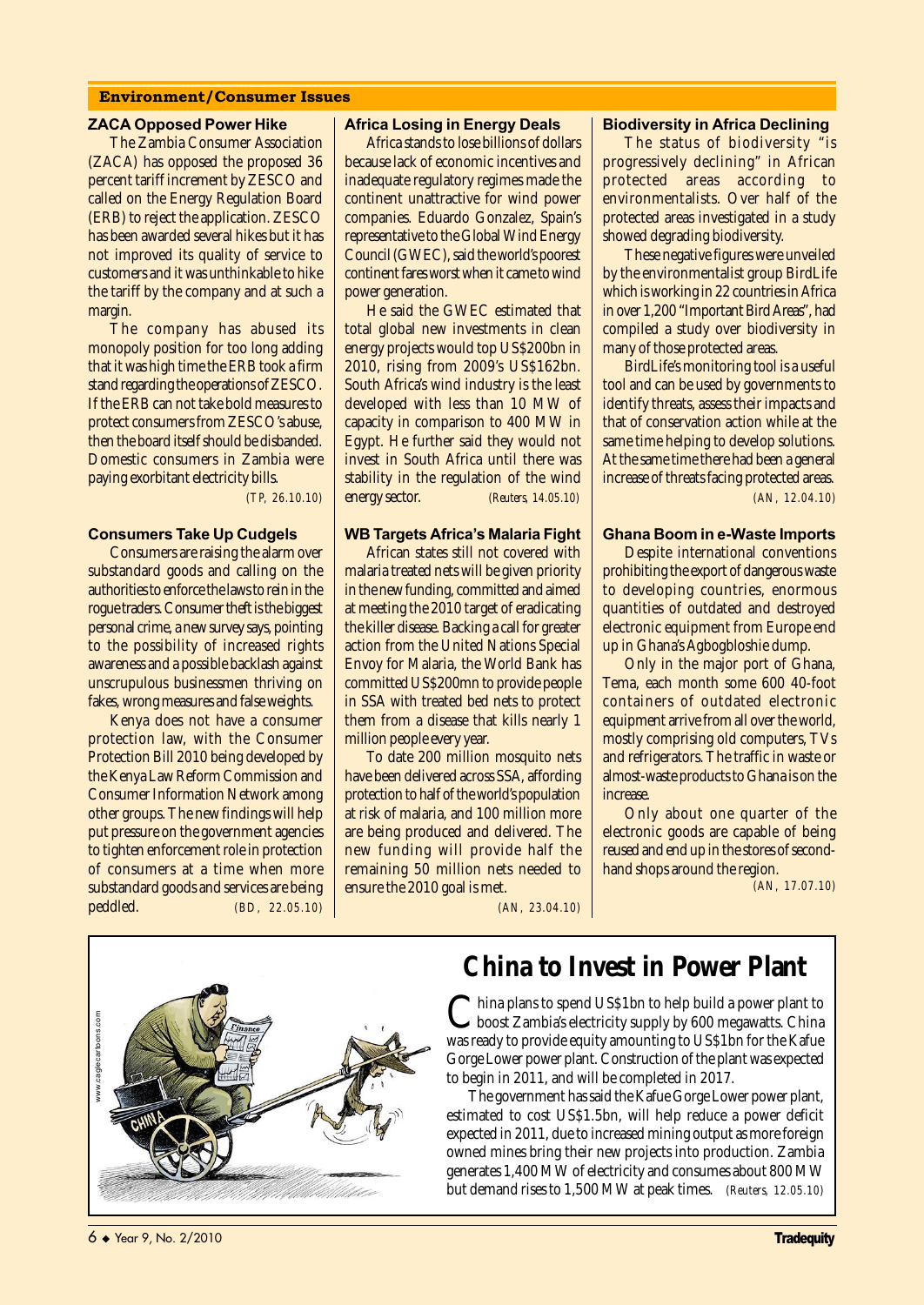## Environment/Consumer Issues

### ZACA Opposed Power Hike

The Zambia Consumer Association (ZACA) has opposed the proposed 36 percent tariff increment by ZESCO and called on the Energy Regulation Board (ERB) to reject the application. ZESCO has been awarded several hikes but it has not improved its quality of service to customers and it was unthinkable to hike the tariff by the company and at such a margin.

The company has abused its monopoly position for too long adding that it was high time the ERB took a firm stand regarding the operations of ZESCO. If the ERB can not take bold measures to protect consumers from ZESCO's abuse, then the board itself should be disbanded. Domestic consumers in Zambia were paying exorbitant electricity bills.

*(TP, 26.10.10)*

### Consumers Take Up Cudgels

Consumers are raising the alarm over substandard goods and calling on the authorities to enforce the laws to rein in the rogue traders. Consumer theft is the biggest personal crime, a new survey says, pointing to the possibility of increased rights awareness and a possible backlash against unscrupulous businessmen thriving on fakes, wrong measures and false weights.

Kenya does not have a consumer protection law, with the Consumer Protection Bill 2010 being developed by the Kenya Law Reform Commission and Consumer Information Network among other groups. The new findings will help put pressure on the government agencies to tighten enforcement role in protection of consumers at a time when more substandard goods and services are being peddled.

*(BD, 22.05.10)*

### Africa Losing in Energy Deals

Africa stands to lose billions of dollars because lack of economic incentives and inadequate regulatory regimes made the continent unattractive for wind power companies. Eduardo Gonzalez, Spain's representative to the Global Wind Energy Council (GWEC), said the world's poorest continent fares worst when it came to wind power generation.

He said the GWEC estimated that total global new investments in clean energy projects would top US$200bn in 2010, rising from 2009's US$162bn. South Africa's wind industry is the least developed with less than 10 MW of capacity in comparison to 400 MW in Egypt. He further said they would not invest in South Africa until there was stability in the regulation of the wind energy sector.

*(Reuters, 14.05.10)*

### WB Targets Africa's Malaria Fight

African states still not covered with malaria treated nets will be given priority in the new funding, committed and aimed at meeting the 2010 target of eradicating the killer disease. Backing a call for greater action from the United Nations Special Envoy for Malaria, the World Bank has committed US$200mn to provide people in SSA with treated bed nets to protect them from a disease that kills nearly 1 million people every year.

To date 200 million mosquito nets have been delivered across SSA, affording protection to half of the world's population at risk of malaria, and 100 million more are being produced and delivered. The new funding will provide half the remaining 50 million nets needed to ensure the 2010 goal is met.

*(AN, 23.04.10)*

### Biodiversity in Africa Declining

The status of biodiversity "is progressively declining" in African protected areas according to environmentalists. Over half of the protected areas investigated in a study showed degrading biodiversity.

These negative figures were unveiled by the environmentalist group BirdLife which is working in 22 countries in Africa in over 1,200 "Important Bird Areas", had compiled a study over biodiversity in many of those protected areas.

BirdLife's monitoring tool is a useful tool and can be used by governments to identify threats, assess their impacts and that of conservation action while at the same time helping to develop solutions. At the same time there had been a general increase of threats facing protected areas.

*(AN, 12.04.10)*

### Ghana Boom in e-Waste Imports

Despite international conventions prohibiting the export of dangerous waste to developing countries, enormous quantities of outdated and destroyed electronic equipment from Europe end up in Ghana's Agbogbloshie dump.

Only in the major port of Ghana, Tema, each month some 600 40-foot containers of outdated electronic equipment arrive from all over the world, mostly comprising old computers, TVs and refrigerators. The traffic in waste or almost-waste products to Ghana is on the increase.

Only about one quarter of the electronic goods are capable of being reused and end up in the stores of second-hand shops around the region.

*(AN, 17.07.10)*

## China to Invest in Power Plant

China plans to spend US$1bn to help build a power plant to boost Zambia's electricity supply by 600 megawatts. China was ready to provide equity amounting to US$1bn for the Kafue Gorge Lower power plant. Construction of the plant was expected to begin in 2011, and will be completed in 2017.

The government has said the Kafue Gorge Lower power plant, estimated to cost US$1.5bn, will help reduce a power deficit expected in 2011, due to increased mining output as more foreign owned mines bring their new projects into production. Zambia generates 1,400 MW of electricity and consumes about 800 MW but demand rises to 1,500 MW at peak times.

*(Reuters, 12.05.10)*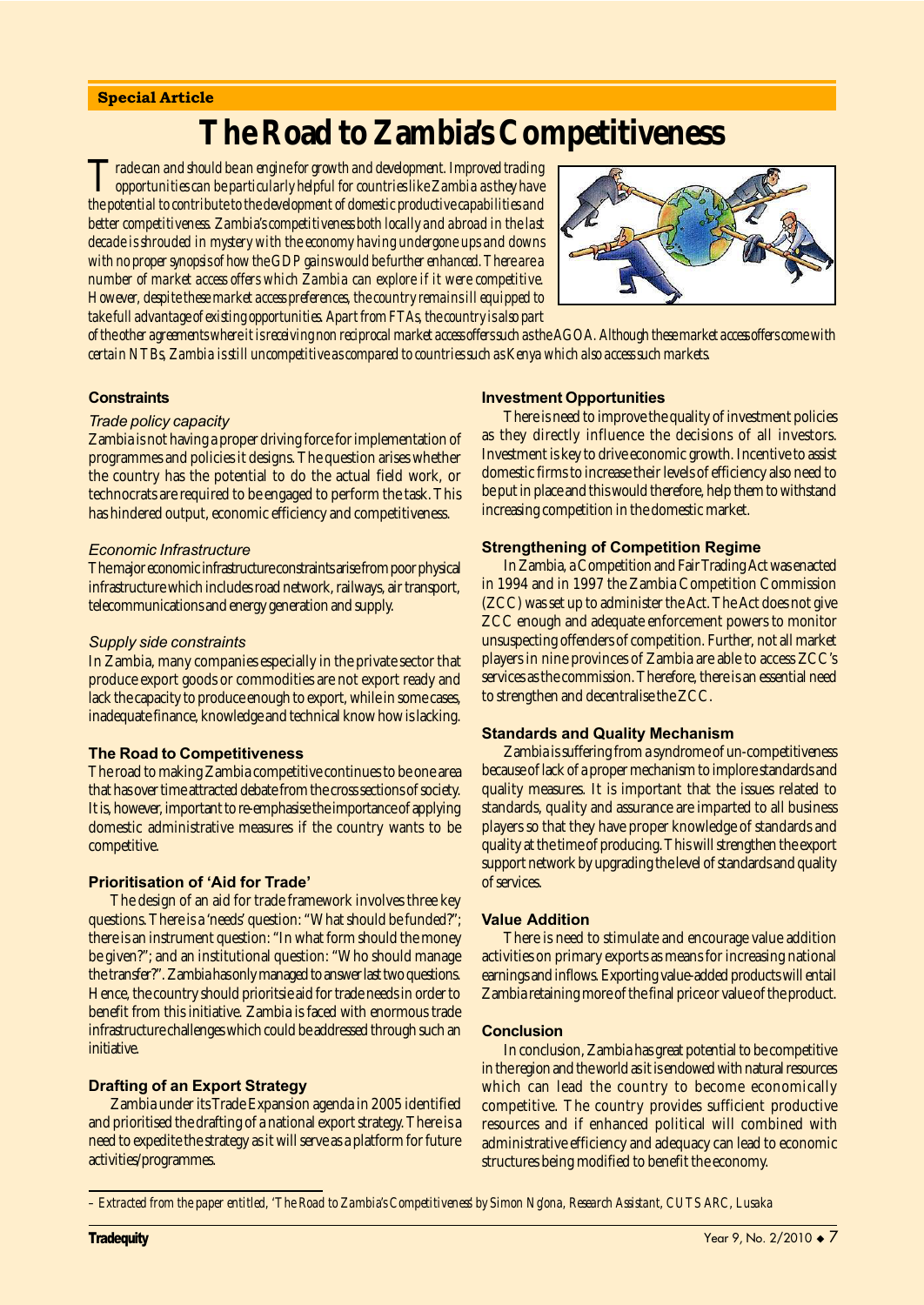**Special Article**

# The Road to Zambia's Competitiveness

*Trade can and should be an engine for growth and development. Improved trading opportunities can be particularly helpful for countries like Zambia as they have the potential to contribute to the development of domestic productive capabilities and better competitiveness. Zambia's competitiveness both locally and abroad in the last decade is shrouded in mystery with the economy having undergone ups and downs with no proper synopsis of how the GDP gains would be further enhanced. There are a number of market access offers which Zambia can explore if it were competitive. However, despite these market access preferences, the country remains ill equipped to take full advantage of existing opportunities. Apart from FTAs, the country is also part of the other agreements where it is receiving non reciprocal market access offers such as the AGOA. Although these market access offers come with certain NTBs, Zambia is still uncompetitive as compared to countries such as Kenya which also access such markets.*

## Constraints

### *Trade policy capacity*

Zambia is not having a proper driving force for implementation of programmes and policies it designs. The question arises whether the country has the potential to do the actual field work, or technocrats are required to be engaged to perform the task. This has hindered output, economic efficiency and competitiveness.

### *Economic Infrastructure*

The major economic infrastructure constraints arise from poor physical infrastructure which includes road network, railways, air transport, telecommunications and energy generation and supply.

### *Supply side constraints*

In Zambia, many companies especially in the private sector that produce export goods or commodities are not export ready and lack the capacity to produce enough to export, while in some cases, inadequate finance, knowledge and technical know how is lacking.

## The Road to Competitiveness

The road to making Zambia competitive continues to be one area that has over time attracted debate from the cross sections of society. It is, however, important to re-emphasise the importance of applying domestic administrative measures if the country wants to be competitive.

## Prioritisation of 'Aid for Trade'

The design of an aid for trade framework involves three key questions. There is a 'needs' question: "What should be funded?"; there is an instrument question: "In what form should the money be given?"; and an institutional question: "Who should manage the transfer?". Zambia has only managed to answer last two questions. Hence, the country should prioritsie aid for trade needs in order to benefit from this initiative. Zambia is faced with enormous trade infrastructure challenges which could be addressed through such an initiative.

## Drafting of an Export Strategy

Zambia under its Trade Expansion agenda in 2005 identified and prioritised the drafting of a national export strategy. There is a need to expedite the strategy as it will serve as a platform for future activities/programmes.

## Investment Opportunities

There is need to improve the quality of investment policies as they directly influence the decisions of all investors. Investment is key to drive economic growth. Incentive to assist domestic firms to increase their levels of efficiency also need to be put in place and this would therefore, help them to withstand increasing competition in the domestic market.

## Strengthening of Competition Regime

In Zambia, a Competition and Fair Trading Act was enacted in 1994 and in 1997 the Zambia Competition Commission (ZCC) was set up to administer the Act. The Act does not give ZCC enough and adequate enforcement powers to monitor unsuspecting offenders of competition. Further, not all market players in nine provinces of Zambia are able to access ZCC's services as the commission. Therefore, there is an essential need to strengthen and decentralise the ZCC.

## Standards and Quality Mechanism

Zambia is suffering from a syndrome of un-competitiveness because of lack of a proper mechanism to implore standards and quality measures. It is important that the issues related to standards, quality and assurance are imparted to all business players so that they have proper knowledge of standards and quality at the time of producing. This will strengthen the export support network by upgrading the level of standards and quality of services.

## Value Addition

There is need to stimulate and encourage value addition activities on primary exports as means for increasing national earnings and inflows. Exporting value-added products will entail Zambia retaining more of the final price or value of the product.

## Conclusion

In conclusion, Zambia has great potential to be competitive in the region and the world as it is endowed with natural resources which can lead the country to become economically competitive. The country provides sufficient productive resources and if enhanced political will combined with administrative efficiency and adequacy can lead to economic structures being modified to benefit the economy.

---

*– Extracted from the paper entitled, 'The Road to Zambia's Competitiveness' by Simon Ng'ona, Research Assistant, CUTS ARC, Lusaka*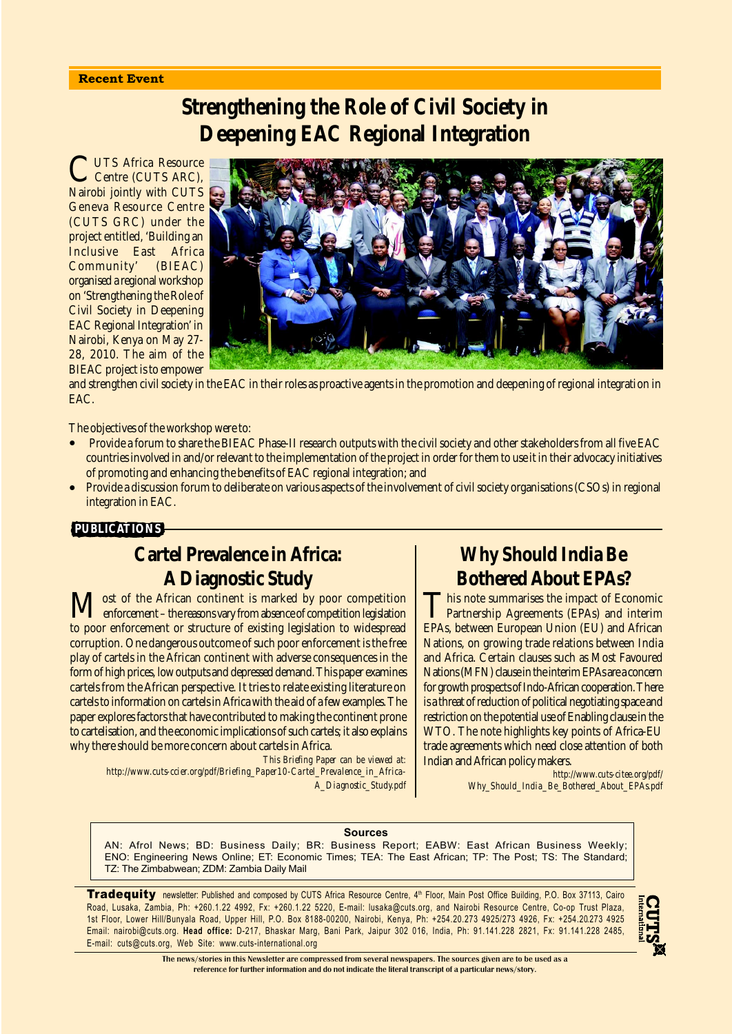**Recent Event**

# Strengthening the Role of Civil Society in Deepening EAC Regional Integration

CUTS Africa Resource Centre (CUTS ARC), Nairobi jointly with CUTS Geneva Resource Centre (CUTS GRC) under the project entitled, 'Building an Inclusive East Africa Community' (BIEAC) organised a regional workshop on 'Strengthening the Role of Civil Society in Deepening EAC Regional Integration' in Nairobi, Kenya on May 27-28, 2010. The aim of the BIEAC project is to empower and strengthen civil society in the EAC in their roles as proactive agents in the promotion and deepening of regional integration in EAC.

The objectives of the workshop were to:

- Provide a forum to share the BIEAC Phase-II research outputs with the civil society and other stakeholders from all five EAC countries involved in and/or relevant to the implementation of the project in order for them to use it in their advocacy initiatives of promoting and enhancing the benefits of EAC regional integration; and
- Provide a discussion forum to deliberate on various aspects of the involvement of civil society organisations (CSOs) in regional integration in EAC.

**PUBLICATIONS**

## Cartel Prevalence in Africa: A Diagnostic Study

Most of the African continent is marked by poor competition enforcement – the reasons vary from absence of competition legislation to poor enforcement or structure of existing legislation to widespread corruption. One dangerous outcome of such poor enforcement is the free play of cartels in the African continent with adverse consequences in the form of high prices, low outputs and depressed demand. This paper examines cartels from the African perspective. It tries to relate existing literature on cartels to information on cartels in Africa with the aid of a few examples. The paper explores factors that have contributed to making the continent prone to cartelisation, and the economic implications of such cartels; it also explains why there should be more concern about cartels in Africa.

*This Briefing Paper can be viewed at: http://www.cuts-ccier.org/pdf/Briefing_Paper10-Cartel_Prevalence_in_Africa-A_Diagnostic_Study.pdf*

## Why Should India Be Bothered About EPAs?

This note summarises the impact of Economic Partnership Agreements (EPAs) and interim EPAs, between European Union (EU) and African Nations, on growing trade relations between India and Africa. Certain clauses such as Most Favoured Nations (MFN) clause in the interim EPAs are a concern for growth prospects of Indo-African cooperation. There is a threat of reduction of political negotiating space and restriction on the potential use of Enabling clause in the WTO. The note highlights key points of Africa-EU trade agreements which need close attention of both Indian and African policy makers.

*http://www.cuts-citee.org/pdf/Why_Should_India_Be_Bothered_About_EPAs.pdf*

**Sources**

AN: Afrol News; BD: Business Daily; BR: Business Report; EABW: East African Business Weekly; ENO: Engineering News Online; ET: Economic Times; TEA: The East African; TP: The Post; TS: The Standard; TZ: The Zimbabwean; ZDM: Zambia Daily Mail

**Tradequity** newsletter: Published and composed by CUTS Africa Resource Centre, 4th Floor, Main Post Office Building, P.O. Box 37113, Cairo Road, Lusaka, Zambia, Ph: +260.1.22 4992, Fx: +260.1.22 5220, E-mail: lusaka@cuts.org, and Nairobi Resource Centre, Co-op Trust Plaza, 1st Floor, Lower Hill/Bunyala Road, Upper Hill, P.O. Box 8188-00200, Nairobi, Kenya, Ph: +254.20.273 4925/273 4926, Fx: +254.20.273 4925 Email: nairobi@cuts.org. **Head office:** D-217, Bhaskar Marg, Bani Park, Jaipur 302 016, India, Ph: 91.141.228 2821, Fx: 91.141.228 2485, E-mail: cuts@cuts.org, Web Site: www.cuts-international.org

CUTS International

**The news/stories in this Newsletter are compressed from several newspapers. The sources given are to be used as a reference for further information and do not indicate the literal transcript of a particular news/story.**